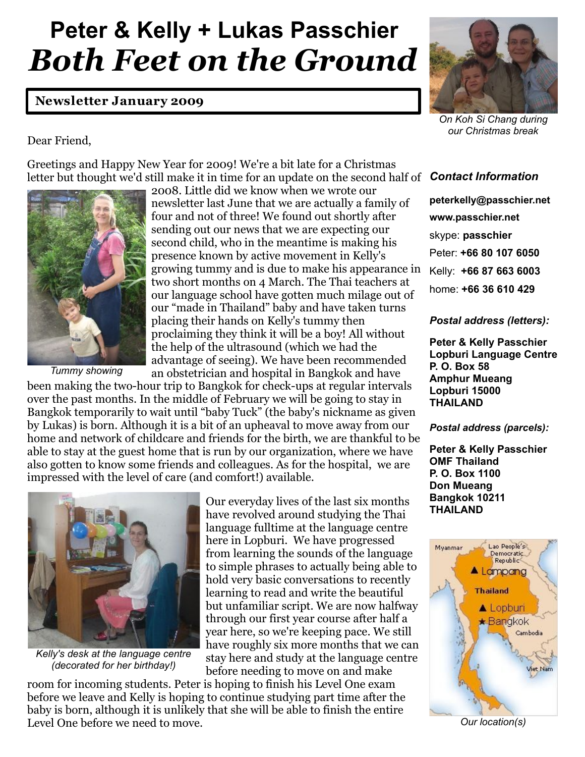# Peter & Kelly + Lukas Passchier

# *Both Feet on the Ground*

**Newsletter January 2009**

*On Koh Si Chang during our Christmas break*

Dear Friend,

Greetings and Happy New Year for 2009! We're a bit late for a Christmas letter but thought we'd still make it in time for an update on the second half of 2008. Little did we know when we wrote our newsletter last June that we are actually a family of four and not of three! We found out shortly after sending out our news that we are expecting our second child, who in the meantime is making his presence known by active movement in Kelly's growing tummy and is due to make his appearance in two short months on 4 March. The Thai teachers at our language school have gotten much milage out of our "made in Thailand" baby and have taken turns placing their hands on Kelly's tummy then proclaiming they think it will be a boy! All without the help of the ultrasound (which we had the advantage of seeing). We have been recommended an obstetrician and hospital in Bangkok and have been making the two-hour trip to Bangkok for check-ups at regular intervals over the past months. In the middle of February we will be going to stay in Bangkok temporarily to wait until "baby Tuck" (the baby's nickname as given by Lukas) is born. Although it is a bit of an upheaval to move away from our home and network of childcare and friends for the birth, we are thankful to be able to stay at the guest home that is run by our organization, where we have also gotten to know some friends and colleagues. As for the hospital, we are impressed with the level of care (and comfort!) available.

*Tummy showing*

Our everyday lives of the last six months have revolved around studying the Thai language fulltime at the language centre here in Lopburi. We have progressed from learning the sounds of the language to simple phrases to actually being able to hold very basic conversations to recently learning to read and write the beautiful but unfamiliar script. We are now halfway through our first year course after half a year here, so we're keeping pace. We still have roughly six more months that we can stay here and study at the language centre before needing to move on and make room for incoming students. Peter is hoping to finish his Level One exam before we leave and Kelly is hoping to continue studying part time after the baby is born, although it is unlikely that she will be able to finish the entire Level One before we need to move.

*Kelly's desk at the language centre (decorated for her birthday!)*

### *Contact Information*

**peterkelly@passchier.net**

**www.passchier.net**

skype: **passchier**

Peter: **+66 80 107 6050**

Kelly: **+66 87 663 6003**

home: **+66 36 610 429**

#### *Postal address (letters):*

**Peter & Kelly Passchier**
**Lopburi Language Centre**
**P. O. Box 58**
**Amphur Mueang**
**Lopburi 15000**
**THAILAND**

#### *Postal address (parcels):*

**Peter & Kelly Passchier**
**OMF Thailand**
**P. O. Box 1100**
**Don Mueang**
**Bangkok 10211**
**THAILAND**

*Our location(s)*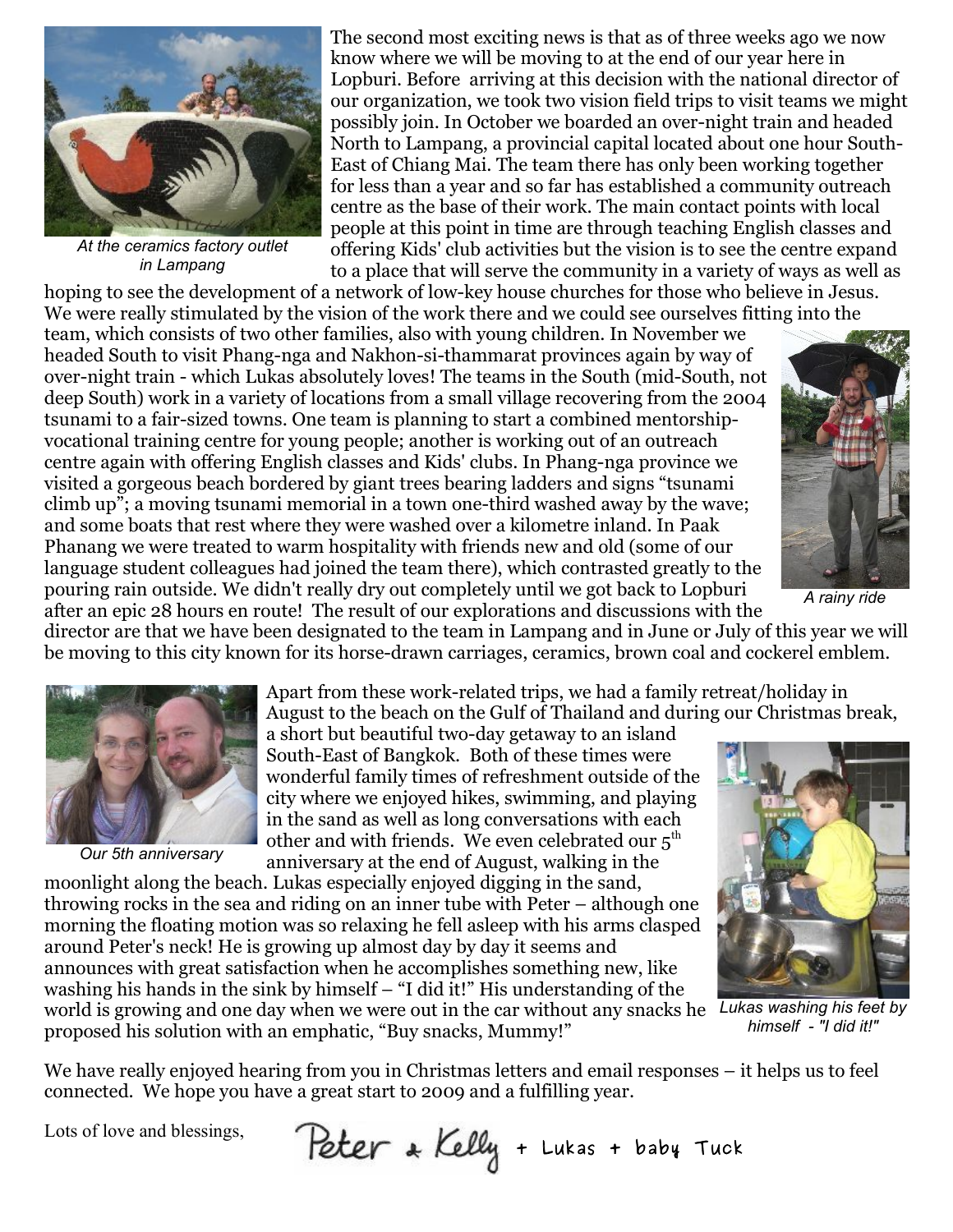The second most exciting news is that as of three weeks ago we now know where we will be moving to at the end of our year here in Lopburi. Before arriving at this decision with the national director of our organization, we took two vision field trips to visit teams we might possibly join. In October we boarded an over-night train and headed North to Lampang, a provincial capital located about one hour South-East of Chiang Mai. The team there has only been working together for less than a year and so far has established a community outreach centre as the base of their work. The main contact points with local people at this point in time are through teaching English classes and offering Kids' club activities but the vision is to see the centre expand to a place that will serve the community in a variety of ways as well as hoping to see the development of a network of low-key house churches for those who believe in Jesus. We were really stimulated by the vision of the work there and we could see ourselves fitting into the team, which consists of two other families, also with young children. In November we headed South to visit Phang-nga and Nakhon-si-thammarat provinces again by way of over-night train - which Lukas absolutely loves! The teams in the South (mid-South, not deep South) work in a variety of locations from a small village recovering from the 2004 tsunami to a fair-sized towns. One team is planning to start a combined mentorship-vocational training centre for young people; another is working out of an outreach centre again with offering English classes and Kids' clubs. In Phang-nga province we visited a gorgeous beach bordered by giant trees bearing ladders and signs "tsunami climb up"; a moving tsunami memorial in a town one-third washed away by the wave; and some boats that rest where they were washed over a kilometre inland. In Paak Phanang we were treated to warm hospitality with friends new and old (some of our language student colleagues had joined the team there), which contrasted greatly to the pouring rain outside. We didn't really dry out completely until we got back to Lopburi after an epic 28 hours en route! The result of our explorations and discussions with the director are that we have been designated to the team in Lampang and in June or July of this year we will be moving to this city known for its horse-drawn carriages, ceramics, brown coal and cockerel emblem.

*At the ceramics factory outlet in Lampang*

*A rainy ride*

Apart from these work-related trips, we had a family retreat/holiday in August to the beach on the Gulf of Thailand and during our Christmas break, a short but beautiful two-day getaway to an island South-East of Bangkok. Both of these times were wonderful family times of refreshment outside of the city where we enjoyed hikes, swimming, and playing in the sand as well as long conversations with each other and with friends. We even celebrated our 5th anniversary at the end of August, walking in the moonlight along the beach. Lukas especially enjoyed digging in the sand, throwing rocks in the sea and riding on an inner tube with Peter – although one morning the floating motion was so relaxing he fell asleep with his arms clasped around Peter's neck! He is growing up almost day by day it seems and announces with great satisfaction when he accomplishes something new, like washing his hands in the sink by himself – "I did it!" His understanding of the world is growing and one day when we were out in the car without any snacks he proposed his solution with an emphatic, "Buy snacks, Mummy!"

*Our 5th anniversary*

*Lukas washing his feet by himself - "I did it!"*

We have really enjoyed hearing from you in Christmas letters and email responses – it helps us to feel connected. We hope you have a great start to 2009 and a fulfilling year.

Lots of love and blessings,

Peter & Kelly + Lukas + baby Tuck